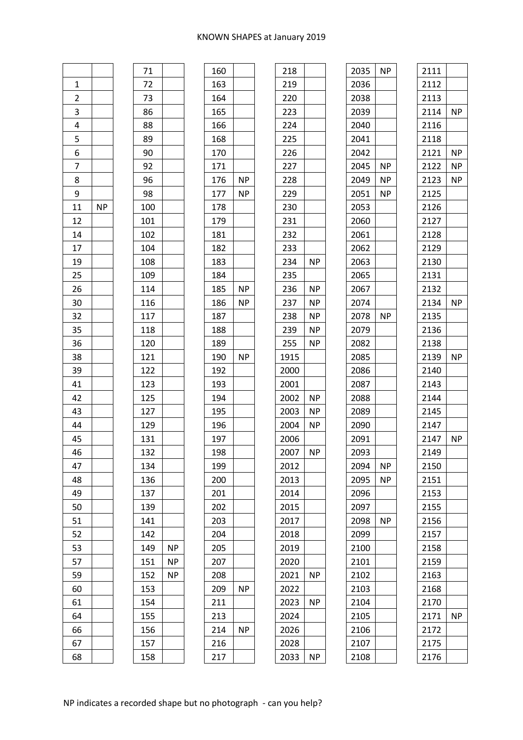KNOWN SHAPES at January 2019

| | | 71 | | 160 | | 218 | | 2035 | NP | 2111 | |
|---|---|---|---|---|---|---|---|---|---|---|---|
| 1 | | 72 | | 163 | | 219 | | 2036 | | 2112 | |
| 2 | | 73 | | 164 | | 220 | | 2038 | | 2113 | |
| 3 | | 86 | | 165 | | 223 | | 2039 | | 2114 | NP |
| 4 | | 88 | | 166 | | 224 | | 2040 | | 2116 | |
| 5 | | 89 | | 168 | | 225 | | 2041 | | 2118 | |
| 6 | | 90 | | 170 | | 226 | | 2042 | | 2121 | NP |
| 7 | | 92 | | 171 | | 227 | | 2045 | NP | 2122 | NP |
| 8 | | 96 | | 176 | NP | 228 | | 2049 | NP | 2123 | NP |
| 9 | | 98 | | 177 | NP | 229 | | 2051 | NP | 2125 | |
| 11 | NP | 100 | | 178 | | 230 | | 2053 | | 2126 | |
| 12 | | 101 | | 179 | | 231 | | 2060 | | 2127 | |
| 14 | | 102 | | 181 | | 232 | | 2061 | | 2128 | |
| 17 | | 104 | | 182 | | 233 | | 2062 | | 2129 | |
| 19 | | 108 | | 183 | | 234 | NP | 2063 | | 2130 | |
| 25 | | 109 | | 184 | | 235 | | 2065 | | 2131 | |
| 26 | | 114 | | 185 | NP | 236 | NP | 2067 | | 2132 | |
| 30 | | 116 | | 186 | NP | 237 | NP | 2074 | | 2134 | NP |
| 32 | | 117 | | 187 | | 238 | NP | 2078 | NP | 2135 | |
| 35 | | 118 | | 188 | | 239 | NP | 2079 | | 2136 | |
| 36 | | 120 | | 189 | | 255 | NP | 2082 | | 2138 | |
| 38 | | 121 | | 190 | NP | 1915 | | 2085 | | 2139 | NP |
| 39 | | 122 | | 192 | | 2000 | | 2086 | | 2140 | |
| 41 | | 123 | | 193 | | 2001 | | 2087 | | 2143 | |
| 42 | | 125 | | 194 | | 2002 | NP | 2088 | | 2144 | |
| 43 | | 127 | | 195 | | 2003 | NP | 2089 | | 2145 | |
| 44 | | 129 | | 196 | | 2004 | NP | 2090 | | 2147 | |
| 45 | | 131 | | 197 | | 2006 | | 2091 | | 2147 | NP |
| 46 | | 132 | | 198 | | 2007 | NP | 2093 | | 2149 | |
| 47 | | 134 | | 199 | | 2012 | | 2094 | NP | 2150 | |
| 48 | | 136 | | 200 | | 2013 | | 2095 | NP | 2151 | |
| 49 | | 137 | | 201 | | 2014 | | 2096 | | 2153 | |
| 50 | | 139 | | 202 | | 2015 | | 2097 | | 2155 | |
| 51 | | 141 | | 203 | | 2017 | | 2098 | NP | 2156 | |
| 52 | | 142 | | 204 | | 2018 | | 2099 | | 2157 | |
| 53 | | 149 | NP | 205 | | 2019 | | 2100 | | 2158 | |
| 57 | | 151 | NP | 207 | | 2020 | | 2101 | | 2159 | |
| 59 | | 152 | NP | 208 | | 2021 | NP | 2102 | | 2163 | |
| 60 | | 153 | | 209 | NP | 2022 | | 2103 | | 2168 | |
| 61 | | 154 | | 211 | | 2023 | NP | 2104 | | 2170 | |
| 64 | | 155 | | 213 | | 2024 | | 2105 | | 2171 | NP |
| 66 | | 156 | | 214 | NP | 2026 | | 2106 | | 2172 | |
| 67 | | 157 | | 216 | | 2028 | | 2107 | | 2175 | |
| 68 | | 158 | | 217 | | 2033 | NP | 2108 | | 2176 | |

NP indicates a recorded shape but no photograph - can you help?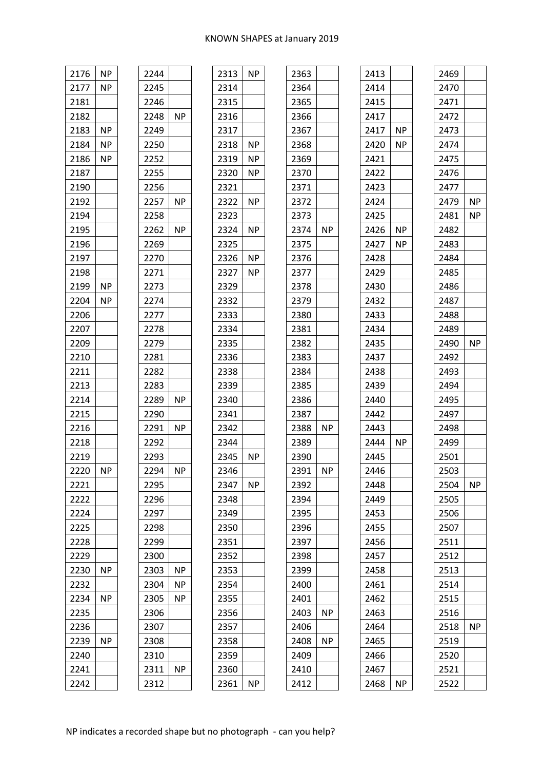## KNOWN SHAPES at January 2019

| | | | | | | | | | | | |
|---|---|---|---|---|---|---|---|---|---|---|---|
| 2176 | NP | 2244 | | 2313 | NP | 2363 | | 2413 | | 2469 | |
| 2177 | NP | 2245 | | 2314 | | 2364 | | 2414 | | 2470 | |
| 2181 | | 2246 | | 2315 | | 2365 | | 2415 | | 2471 | |
| 2182 | | 2248 | NP | 2316 | | 2366 | | 2417 | | 2472 | |
| 2183 | NP | 2249 | | 2317 | | 2367 | | 2417 | NP | 2473 | |
| 2184 | NP | 2250 | | 2318 | NP | 2368 | | 2420 | NP | 2474 | |
| 2186 | NP | 2252 | | 2319 | NP | 2369 | | 2421 | | 2475 | |
| 2187 | | 2255 | | 2320 | NP | 2370 | | 2422 | | 2476 | |
| 2190 | | 2256 | | 2321 | | 2371 | | 2423 | | 2477 | |
| 2192 | | 2257 | NP | 2322 | NP | 2372 | | 2424 | | 2479 | NP |
| 2194 | | 2258 | | 2323 | | 2373 | | 2425 | | 2481 | NP |
| 2195 | | 2262 | NP | 2324 | NP | 2374 | NP | 2426 | NP | 2482 | |
| 2196 | | 2269 | | 2325 | | 2375 | | 2427 | NP | 2483 | |
| 2197 | | 2270 | | 2326 | NP | 2376 | | 2428 | | 2484 | |
| 2198 | | 2271 | | 2327 | NP | 2377 | | 2429 | | 2485 | |
| 2199 | NP | 2273 | | 2329 | | 2378 | | 2430 | | 2486 | |
| 2204 | NP | 2274 | | 2332 | | 2379 | | 2432 | | 2487 | |
| 2206 | | 2277 | | 2333 | | 2380 | | 2433 | | 2488 | |
| 2207 | | 2278 | | 2334 | | 2381 | | 2434 | | 2489 | |
| 2209 | | 2279 | | 2335 | | 2382 | | 2435 | | 2490 | NP |
| 2210 | | 2281 | | 2336 | | 2383 | | 2437 | | 2492 | |
| 2211 | | 2282 | | 2338 | | 2384 | | 2438 | | 2493 | |
| 2213 | | 2283 | | 2339 | | 2385 | | 2439 | | 2494 | |
| 2214 | | 2289 | NP | 2340 | | 2386 | | 2440 | | 2495 | |
| 2215 | | 2290 | | 2341 | | 2387 | | 2442 | | 2497 | |
| 2216 | | 2291 | NP | 2342 | | 2388 | NP | 2443 | | 2498 | |
| 2218 | | 2292 | | 2344 | | 2389 | | 2444 | NP | 2499 | |
| 2219 | | 2293 | | 2345 | NP | 2390 | | 2445 | | 2501 | |
| 2220 | NP | 2294 | NP | 2346 | | 2391 | NP | 2446 | | 2503 | |
| 2221 | | 2295 | | 2347 | NP | 2392 | | 2448 | | 2504 | NP |
| 2222 | | 2296 | | 2348 | | 2394 | | 2449 | | 2505 | |
| 2224 | | 2297 | | 2349 | | 2395 | | 2453 | | 2506 | |
| 2225 | | 2298 | | 2350 | | 2396 | | 2455 | | 2507 | |
| 2228 | | 2299 | | 2351 | | 2397 | | 2456 | | 2511 | |
| 2229 | | 2300 | | 2352 | | 2398 | | 2457 | | 2512 | |
| 2230 | NP | 2303 | NP | 2353 | | 2399 | | 2458 | | 2513 | |
| 2232 | | 2304 | NP | 2354 | | 2400 | | 2461 | | 2514 | |
| 2234 | NP | 2305 | NP | 2355 | | 2401 | | 2462 | | 2515 | |
| 2235 | | 2306 | | 2356 | | 2403 | NP | 2463 | | 2516 | |
| 2236 | | 2307 | | 2357 | | 2406 | | 2464 | | 2518 | NP |
| 2239 | NP | 2308 | | 2358 | | 2408 | NP | 2465 | | 2519 | |
| 2240 | | 2310 | | 2359 | | 2409 | | 2466 | | 2520 | |
| 2241 | | 2311 | NP | 2360 | | 2410 | | 2467 | | 2521 | |
| 2242 | | 2312 | | 2361 | NP | 2412 | | 2468 | NP | 2522 | |

NP indicates a recorded shape but no photograph - can you help?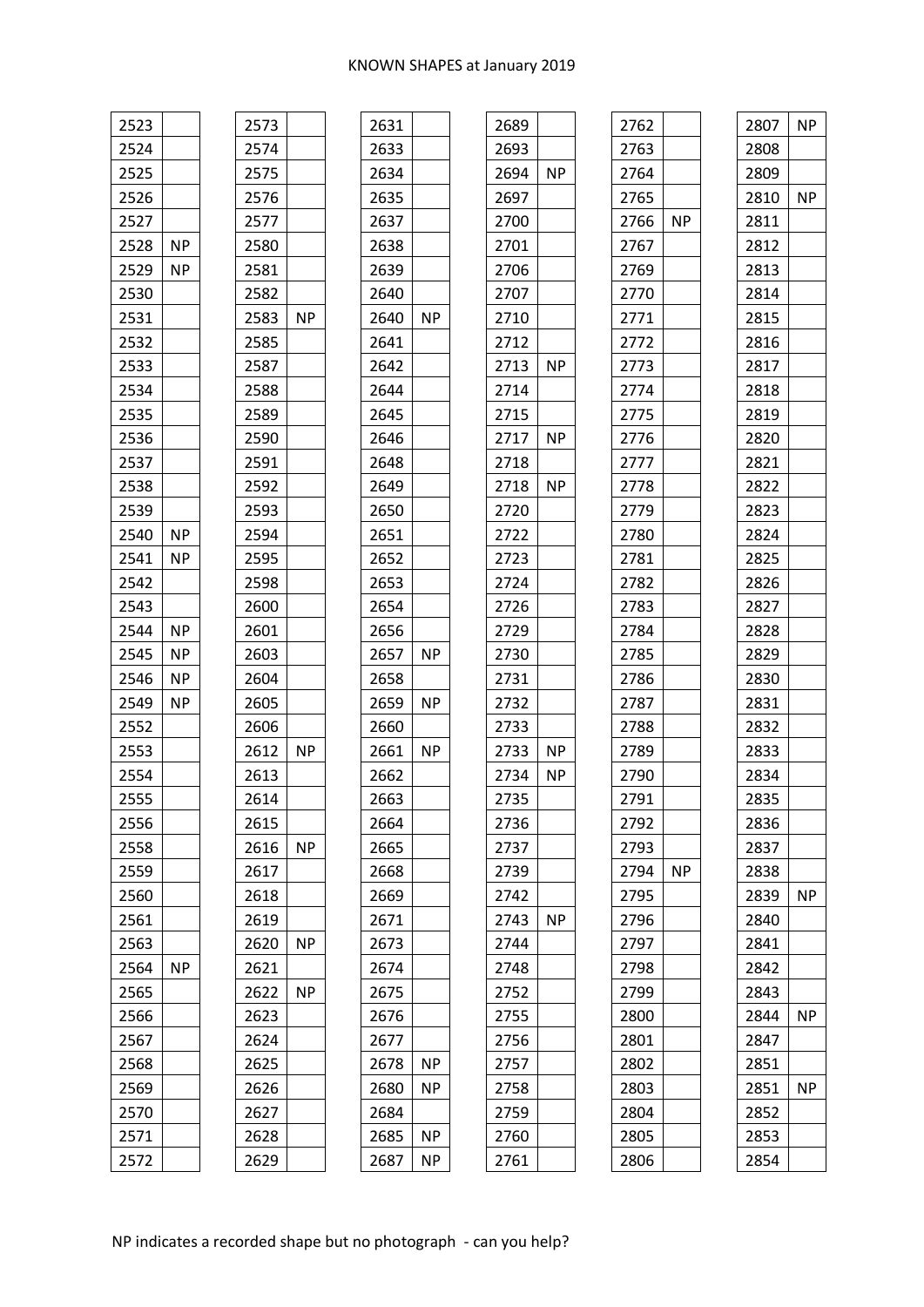KNOWN SHAPES at January 2019

| | | | | | | | | | | | |
|---|---|---|---|---|---|---|---|---|---|---|---|
| 2523 | | 2573 | | 2631 | | 2689 | | 2762 | | 2807 | NP |
| 2524 | | 2574 | | 2633 | | 2693 | | 2763 | | 2808 | |
| 2525 | | 2575 | | 2634 | | 2694 | NP | 2764 | | 2809 | |
| 2526 | | 2576 | | 2635 | | 2697 | | 2765 | | 2810 | NP |
| 2527 | | 2577 | | 2637 | | 2700 | | 2766 | NP | 2811 | |
| 2528 | NP | 2580 | | 2638 | | 2701 | | 2767 | | 2812 | |
| 2529 | NP | 2581 | | 2639 | | 2706 | | 2769 | | 2813 | |
| 2530 | | 2582 | | 2640 | | 2707 | | 2770 | | 2814 | |
| 2531 | | 2583 | NP | 2640 | NP | 2710 | | 2771 | | 2815 | |
| 2532 | | 2585 | | 2641 | | 2712 | | 2772 | | 2816 | |
| 2533 | | 2587 | | 2642 | | 2713 | NP | 2773 | | 2817 | |
| 2534 | | 2588 | | 2644 | | 2714 | | 2774 | | 2818 | |
| 2535 | | 2589 | | 2645 | | 2715 | | 2775 | | 2819 | |
| 2536 | | 2590 | | 2646 | | 2717 | NP | 2776 | | 2820 | |
| 2537 | | 2591 | | 2648 | | 2718 | | 2777 | | 2821 | |
| 2538 | | 2592 | | 2649 | | 2718 | NP | 2778 | | 2822 | |
| 2539 | | 2593 | | 2650 | | 2720 | | 2779 | | 2823 | |
| 2540 | NP | 2594 | | 2651 | | 2722 | | 2780 | | 2824 | |
| 2541 | NP | 2595 | | 2652 | | 2723 | | 2781 | | 2825 | |
| 2542 | | 2598 | | 2653 | | 2724 | | 2782 | | 2826 | |
| 2543 | | 2600 | | 2654 | | 2726 | | 2783 | | 2827 | |
| 2544 | NP | 2601 | | 2656 | | 2729 | | 2784 | | 2828 | |
| 2545 | NP | 2603 | | 2657 | NP | 2730 | | 2785 | | 2829 | |
| 2546 | NP | 2604 | | 2658 | | 2731 | | 2786 | | 2830 | |
| 2549 | NP | 2605 | | 2659 | NP | 2732 | | 2787 | | 2831 | |
| 2552 | | 2606 | | 2660 | | 2733 | | 2788 | | 2832 | |
| 2553 | | 2612 | NP | 2661 | NP | 2733 | NP | 2789 | | 2833 | |
| 2554 | | 2613 | | 2662 | | 2734 | NP | 2790 | | 2834 | |
| 2555 | | 2614 | | 2663 | | 2735 | | 2791 | | 2835 | |
| 2556 | | 2615 | | 2664 | | 2736 | | 2792 | | 2836 | |
| 2558 | | 2616 | NP | 2665 | | 2737 | | 2793 | | 2837 | |
| 2559 | | 2617 | | 2668 | | 2739 | | 2794 | NP | 2838 | |
| 2560 | | 2618 | | 2669 | | 2742 | | 2795 | | 2839 | NP |
| 2561 | | 2619 | | 2671 | | 2743 | NP | 2796 | | 2840 | |
| 2563 | | 2620 | NP | 2673 | | 2744 | | 2797 | | 2841 | |
| 2564 | NP | 2621 | | 2674 | | 2748 | | 2798 | | 2842 | |
| 2565 | | 2622 | NP | 2675 | | 2752 | | 2799 | | 2843 | |
| 2566 | | 2623 | | 2676 | | 2755 | | 2800 | | 2844 | NP |
| 2567 | | 2624 | | 2677 | | 2756 | | 2801 | | 2847 | |
| 2568 | | 2625 | | 2678 | NP | 2757 | | 2802 | | 2851 | |
| 2569 | | 2626 | | 2680 | NP | 2758 | | 2803 | | 2851 | NP |
| 2570 | | 2627 | | 2684 | | 2759 | | 2804 | | 2852 | |
| 2571 | | 2628 | | 2685 | NP | 2760 | | 2805 | | 2853 | |
| 2572 | | 2629 | | 2687 | NP | 2761 | | 2806 | | 2854 | |

NP indicates a recorded shape but no photograph - can you help?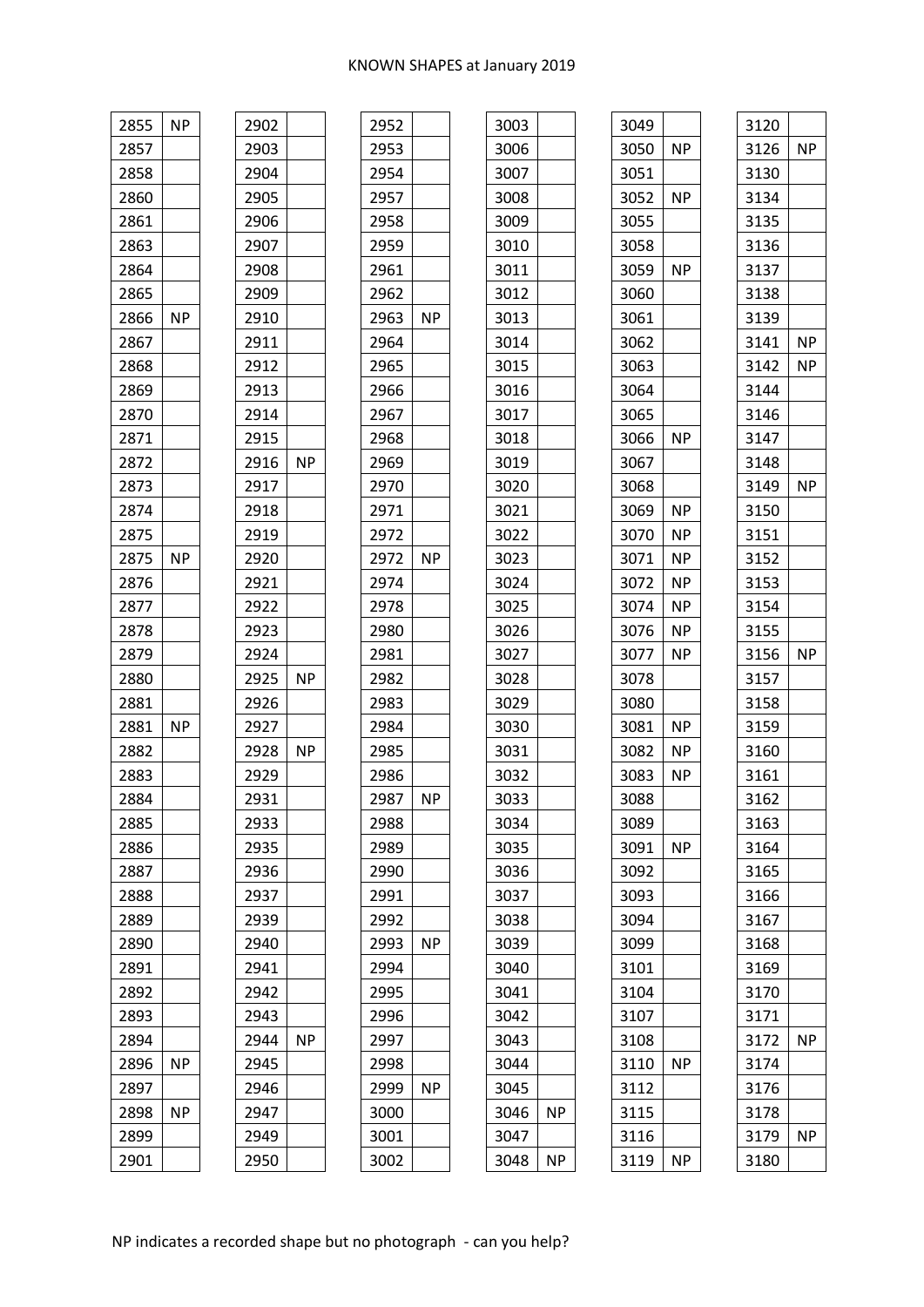KNOWN SHAPES at January 2019

| | | | | | | | | | | | |
|---|---|---|---|---|---|---|---|---|---|---|---|
| 2855 | NP | 2902 | | 2952 | | 3003 | | 3049 | | 3120 | |
| 2857 | | 2903 | | 2953 | | 3006 | | 3050 | NP | 3126 | NP |
| 2858 | | 2904 | | 2954 | | 3007 | | 3051 | | 3130 | |
| 2860 | | 2905 | | 2957 | | 3008 | | 3052 | NP | 3134 | |
| 2861 | | 2906 | | 2958 | | 3009 | | 3055 | | 3135 | |
| 2863 | | 2907 | | 2959 | | 3010 | | 3058 | | 3136 | |
| 2864 | | 2908 | | 2961 | | 3011 | | 3059 | NP | 3137 | |
| 2865 | | 2909 | | 2962 | | 3012 | | 3060 | | 3138 | |
| 2866 | NP | 2910 | | 2963 | NP | 3013 | | 3061 | | 3139 | |
| 2867 | | 2911 | | 2964 | | 3014 | | 3062 | | 3141 | NP |
| 2868 | | 2912 | | 2965 | | 3015 | | 3063 | | 3142 | NP |
| 2869 | | 2913 | | 2966 | | 3016 | | 3064 | | 3144 | |
| 2870 | | 2914 | | 2967 | | 3017 | | 3065 | | 3146 | |
| 2871 | | 2915 | | 2968 | | 3018 | | 3066 | NP | 3147 | |
| 2872 | | 2916 | NP | 2969 | | 3019 | | 3067 | | 3148 | |
| 2873 | | 2917 | | 2970 | | 3020 | | 3068 | | 3149 | NP |
| 2874 | | 2918 | | 2971 | | 3021 | | 3069 | NP | 3150 | |
| 2875 | | 2919 | | 2972 | | 3022 | | 3070 | NP | 3151 | |
| 2875 | NP | 2920 | | 2972 | NP | 3023 | | 3071 | NP | 3152 | |
| 2876 | | 2921 | | 2974 | | 3024 | | 3072 | NP | 3153 | |
| 2877 | | 2922 | | 2978 | | 3025 | | 3074 | NP | 3154 | |
| 2878 | | 2923 | | 2980 | | 3026 | | 3076 | NP | 3155 | |
| 2879 | | 2924 | | 2981 | | 3027 | | 3077 | NP | 3156 | NP |
| 2880 | | 2925 | NP | 2982 | | 3028 | | 3078 | | 3157 | |
| 2881 | | 2926 | | 2983 | | 3029 | | 3080 | | 3158 | |
| 2881 | NP | 2927 | | 2984 | | 3030 | | 3081 | NP | 3159 | |
| 2882 | | 2928 | NP | 2985 | | 3031 | | 3082 | NP | 3160 | |
| 2883 | | 2929 | | 2986 | | 3032 | | 3083 | NP | 3161 | |
| 2884 | | 2931 | | 2987 | NP | 3033 | | 3088 | | 3162 | |
| 2885 | | 2933 | | 2988 | | 3034 | | 3089 | | 3163 | |
| 2886 | | 2935 | | 2989 | | 3035 | | 3091 | NP | 3164 | |
| 2887 | | 2936 | | 2990 | | 3036 | | 3092 | | 3165 | |
| 2888 | | 2937 | | 2991 | | 3037 | | 3093 | | 3166 | |
| 2889 | | 2939 | | 2992 | | 3038 | | 3094 | | 3167 | |
| 2890 | | 2940 | | 2993 | NP | 3039 | | 3099 | | 3168 | |
| 2891 | | 2941 | | 2994 | | 3040 | | 3101 | | 3169 | |
| 2892 | | 2942 | | 2995 | | 3041 | | 3104 | | 3170 | |
| 2893 | | 2943 | | 2996 | | 3042 | | 3107 | | 3171 | |
| 2894 | | 2944 | NP | 2997 | | 3043 | | 3108 | | 3172 | NP |
| 2896 | NP | 2945 | | 2998 | | 3044 | | 3110 | NP | 3174 | |
| 2897 | | 2946 | | 2999 | NP | 3045 | | 3112 | | 3176 | |
| 2898 | NP | 2947 | | 3000 | | 3046 | NP | 3115 | | 3178 | |
| 2899 | | 2949 | | 3001 | | 3047 | | 3116 | | 3179 | NP |
| 2901 | | 2950 | | 3002 | | 3048 | NP | 3119 | NP | 3180 | |

NP indicates a recorded shape but no photograph - can you help?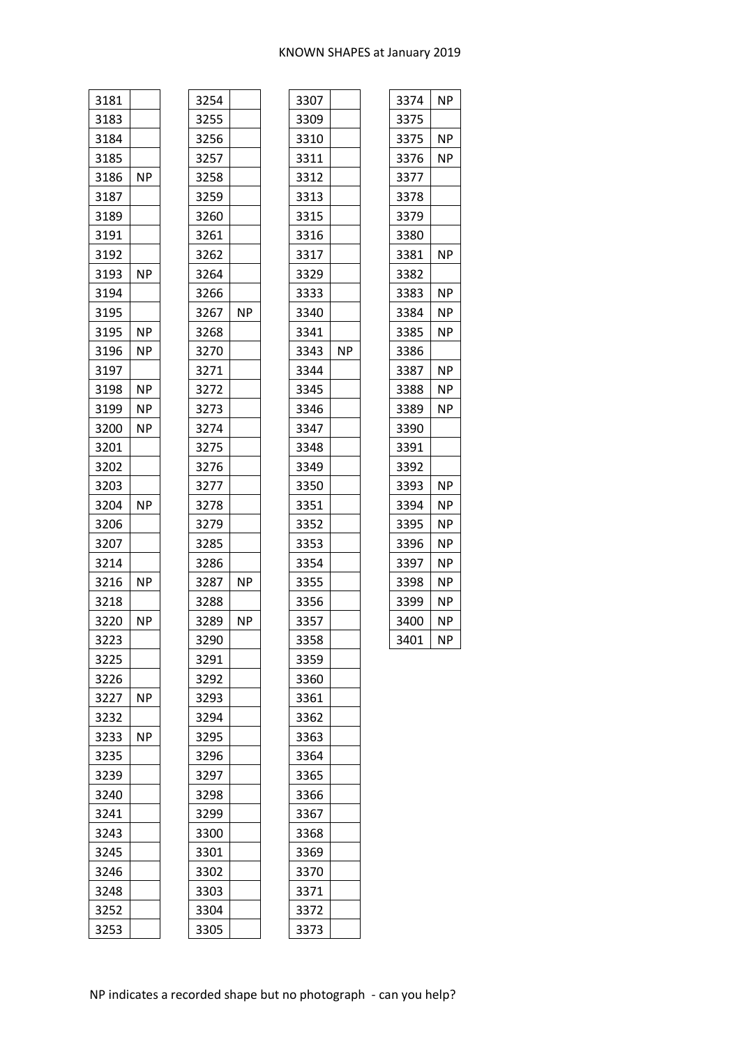KNOWN SHAPES at January 2019

| | |
|---|---|
| 3181 | |
| 3183 | |
| 3184 | |
| 3185 | |
| 3186 | NP |
| 3187 | |
| 3189 | |
| 3191 | |
| 3192 | |
| 3193 | NP |
| 3194 | |
| 3195 | |
| 3195 | NP |
| 3196 | NP |
| 3197 | |
| 3198 | NP |
| 3199 | NP |
| 3200 | NP |
| 3201 | |
| 3202 | |
| 3203 | |
| 3204 | NP |
| 3206 | |
| 3207 | |
| 3214 | |
| 3216 | NP |
| 3218 | |
| 3220 | NP |
| 3223 | |
| 3225 | |
| 3226 | |
| 3227 | NP |
| 3232 | |
| 3233 | NP |
| 3235 | |
| 3239 | |
| 3240 | |
| 3241 | |
| 3243 | |
| 3245 | |
| 3246 | |
| 3248 | |
| 3252 | |
| 3253 | |
| 3254 | |
| 3255 | |
| 3256 | |
| 3257 | |
| 3258 | |
| 3259 | |
| 3260 | |
| 3261 | |
| 3262 | |
| 3264 | |
| 3266 | |
| 3267 | NP |
| 3268 | |
| 3270 | |
| 3271 | |
| 3272 | |
| 3273 | |
| 3274 | |
| 3275 | |
| 3276 | |
| 3277 | |
| 3278 | |
| 3279 | |
| 3285 | |
| 3286 | |
| 3287 | NP |
| 3288 | |
| 3289 | NP |
| 3290 | |
| 3291 | |
| 3292 | |
| 3293 | |
| 3294 | |
| 3295 | |
| 3296 | |
| 3297 | |
| 3298 | |
| 3299 | |
| 3300 | |
| 3301 | |
| 3302 | |
| 3303 | |
| 3304 | |
| 3305 | |
| 3307 | |
| 3309 | |
| 3310 | |
| 3311 | |
| 3312 | |
| 3313 | |
| 3315 | |
| 3316 | |
| 3317 | |
| 3329 | |
| 3333 | |
| 3340 | |
| 3341 | |
| 3343 | NP |
| 3344 | |
| 3345 | |
| 3346 | |
| 3347 | |
| 3348 | |
| 3349 | |
| 3350 | |
| 3351 | |
| 3352 | |
| 3353 | |
| 3354 | |
| 3355 | |
| 3356 | |
| 3357 | |
| 3358 | |
| 3359 | |
| 3360 | |
| 3361 | |
| 3362 | |
| 3363 | |
| 3364 | |
| 3365 | |
| 3366 | |
| 3367 | |
| 3368 | |
| 3369 | |
| 3370 | |
| 3371 | |
| 3372 | |
| 3373 | |
| 3374 | NP |
| 3375 | |
| 3375 | NP |
| 3376 | NP |
| 3377 | |
| 3378 | |
| 3379 | |
| 3380 | |
| 3381 | NP |
| 3382 | |
| 3383 | NP |
| 3384 | NP |
| 3385 | NP |
| 3386 | |
| 3387 | NP |
| 3388 | NP |
| 3389 | NP |
| 3390 | |
| 3391 | |
| 3392 | |
| 3393 | NP |
| 3394 | NP |
| 3395 | NP |
| 3396 | NP |
| 3397 | NP |
| 3398 | NP |
| 3399 | NP |
| 3400 | NP |
| 3401 | NP |

NP indicates a recorded shape but no photograph - can you help?